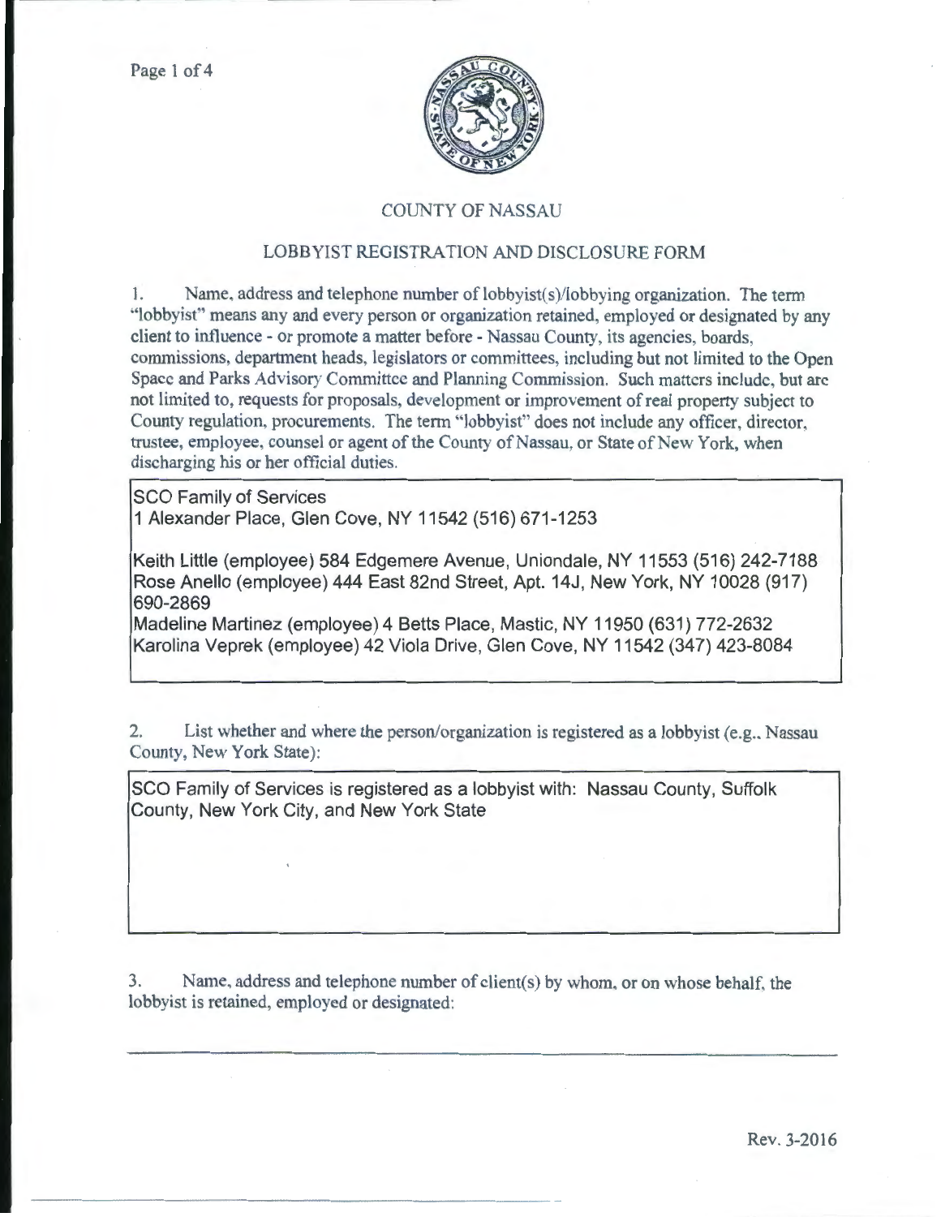# COUNTY OF NASSAU

## LOBBYIST REGISTRATION AND DISCLOSURE FORM

1. Name, address and telephone number of lobbyist(s)/lobbying organization. The term "lobbyist" means any and every person or organization retained, employed or designated by any client to influence - or promote a matter before - Nassau County, its agencies, boards, commissions, department heads, legislators or committees, including but not limited to the Open Space and Parks Advisory Committee and Planning Commission. Such matters include, but are not limited to, requests for proposals, development or improvement of real property subject to County regulation, procurements. The term "lobbyist" does not include any officer, director, trustee, employee, counsel or agent of the County of Nassau, or State of New York, when discharging his or her official duties.

SCO Family of Services
1 Alexander Place, Glen Cove, NY 11542 (516) 671-1253

Keith Little (employee) 584 Edgemere Avenue, Uniondale, NY 11553 (516) 242-7188
Rose Anello (employee) 444 East 82nd Street, Apt. 14J, New York, NY 10028 (917) 690-2869
Madeline Martinez (employee) 4 Betts Place, Mastic, NY 11950 (631) 772-2632
Karolina Veprek (employee) 42 Viola Drive, Glen Cove, NY 11542 (347) 423-8084

2. List whether and where the person/organization is registered as a lobbyist (e.g., Nassau County, New York State):

SCO Family of Services is registered as a lobbyist with: Nassau County, Suffolk County, New York City, and New York State

3. Name, address and telephone number of client(s) by whom, or on whose behalf, the lobbyist is retained, employed or designated:

Rev. 3-2016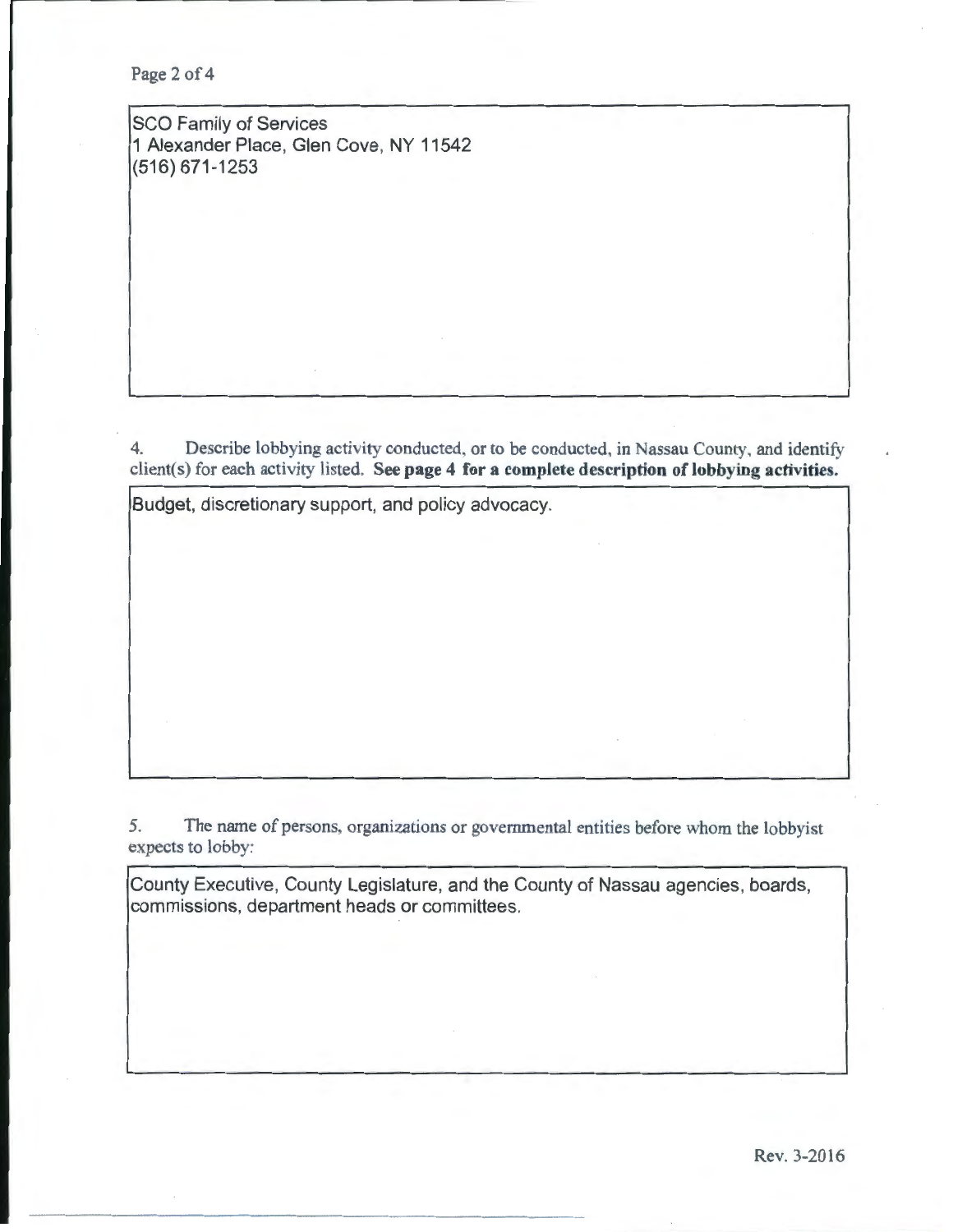SCO Family of Services
1 Alexander Place, Glen Cove, NY 11542
(516) 671-1253

4. Describe lobbying activity conducted, or to be conducted, in Nassau County, and identify client(s) for each activity listed. **See page 4 for a complete description of lobbying activities.**

Budget, discretionary support, and policy advocacy.

5. The name of persons, organizations or governmental entities before whom the lobbyist expects to lobby:

County Executive, County Legislature, and the County of Nassau agencies, boards, commissions, department heads or committees.

Rev. 3-2016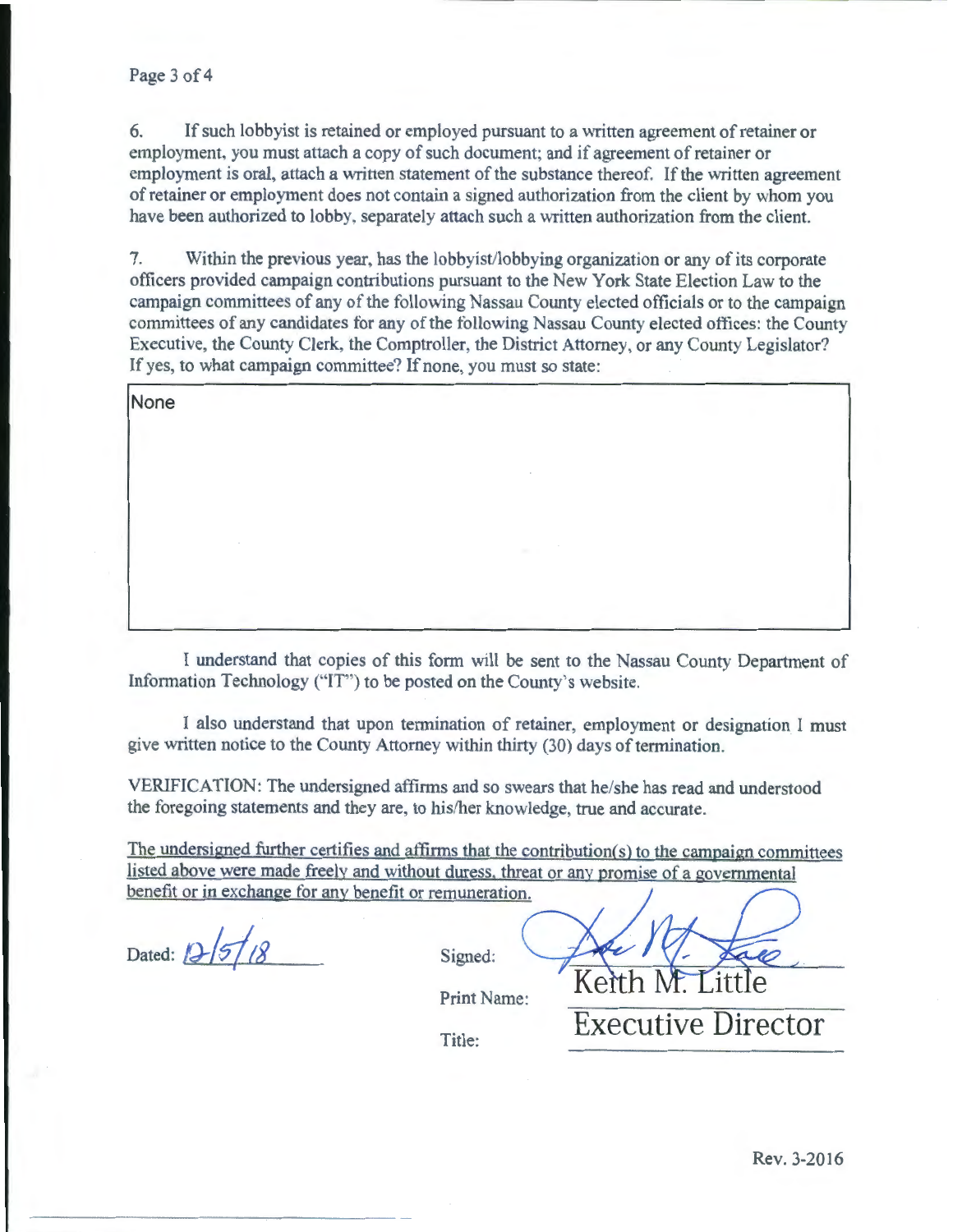6. If such lobbyist is retained or employed pursuant to a written agreement of retainer or employment, you must attach a copy of such document; and if agreement of retainer or employment is oral, attach a written statement of the substance thereof. If the written agreement of retainer or employment does not contain a signed authorization from the client by whom you have been authorized to lobby, separately attach such a written authorization from the client.

7. Within the previous year, has the lobbyist/lobbying organization or any of its corporate officers provided campaign contributions pursuant to the New York State Election Law to the campaign committees of any of the following Nassau County elected officials or to the campaign committees of any candidates for any of the following Nassau County elected offices: the County Executive, the County Clerk, the Comptroller, the District Attorney, or any County Legislator? If yes, to what campaign committee? If none, you must so state:

None

I understand that copies of this form will be sent to the Nassau County Department of Information Technology ("IT") to be posted on the County's website.

I also understand that upon termination of retainer, employment or designation I must give written notice to the County Attorney within thirty (30) days of termination.

VERIFICATION: The undersigned affirms and so swears that he/she has read and understood the foregoing statements and they are, to his/her knowledge, true and accurate.

<u>The undersigned further certifies and affirms that the contribution(s) to the campaign committees listed above were made freely and without duress, threat or any promise of a governmental benefit or in exchange for any benefit or remuneration.</u>

Dated: 12/5/18

Signed: [signature]

Print Name: Keith M. Little

Title: Executive Director

Rev. 3-2016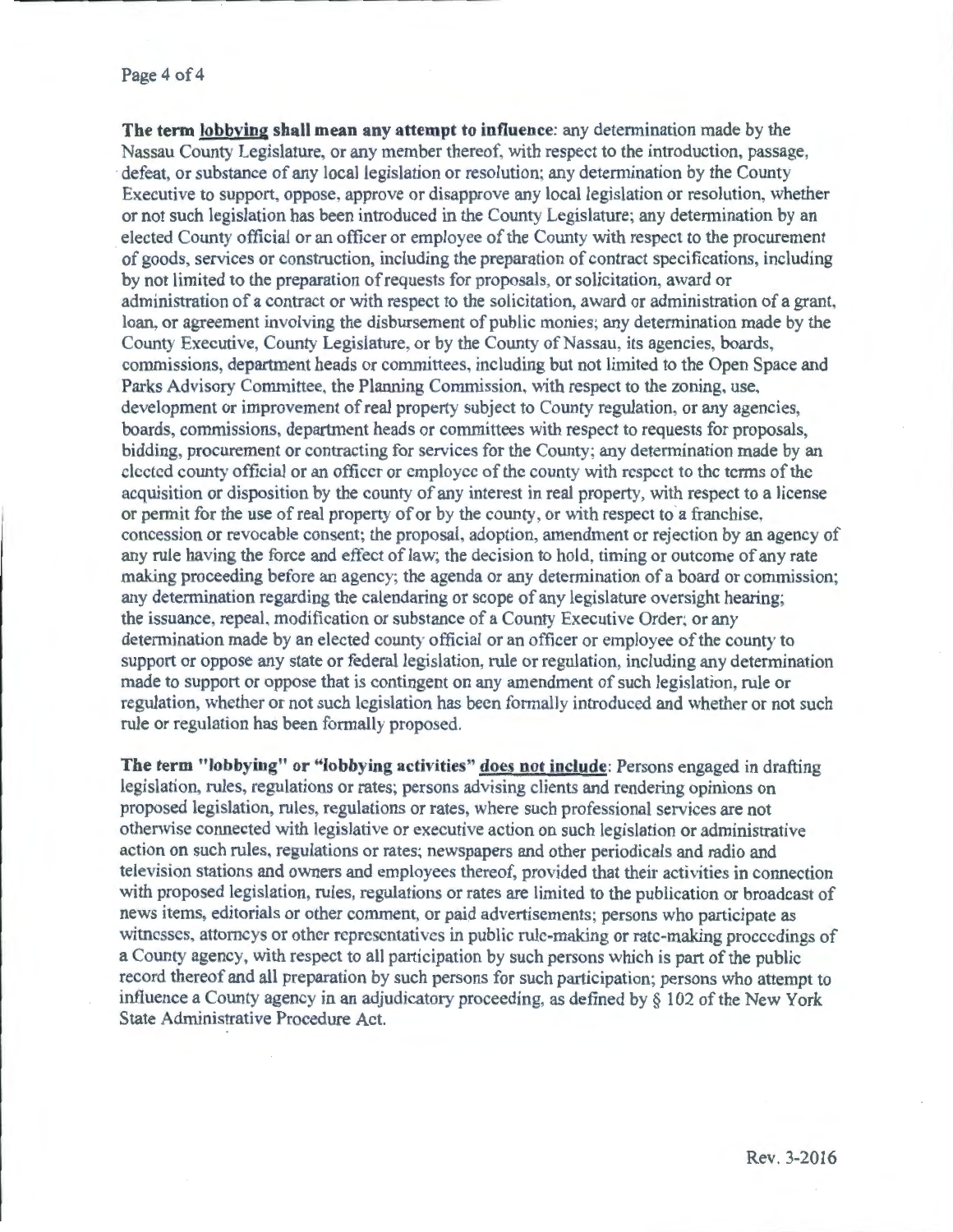**The term <u>lobbying</u> shall mean any attempt to influence**: any determination made by the Nassau County Legislature, or any member thereof, with respect to the introduction, passage, defeat, or substance of any local legislation or resolution; any determination by the County Executive to support, oppose, approve or disapprove any local legislation or resolution, whether or not such legislation has been introduced in the County Legislature; any determination by an elected County official or an officer or employee of the County with respect to the procurement of goods, services or construction, including the preparation of contract specifications, including by not limited to the preparation of requests for proposals, or solicitation, award or administration of a contract or with respect to the solicitation, award or administration of a grant, loan, or agreement involving the disbursement of public monies; any determination made by the County Executive, County Legislature, or by the County of Nassau, its agencies, boards, commissions, department heads or committees, including but not limited to the Open Space and Parks Advisory Committee, the Planning Commission, with respect to the zoning, use, development or improvement of real property subject to County regulation, or any agencies, boards, commissions, department heads or committees with respect to requests for proposals, bidding, procurement or contracting for services for the County; any determination made by an elected county official or an officer or employee of the county with respect to the terms of the acquisition or disposition by the county of any interest in real property, with respect to a license or permit for the use of real property of or by the county, or with respect to a franchise, concession or revocable consent; the proposal, adoption, amendment or rejection by an agency of any rule having the force and effect of law; the decision to hold, timing or outcome of any rate making proceeding before an agency; the agenda or any determination of a board or commission; any determination regarding the calendaring or scope of any legislature oversight hearing; the issuance, repeal, modification or substance of a County Executive Order; or any determination made by an elected county official or an officer or employee of the county to support or oppose any state or federal legislation, rule or regulation, including any determination made to support or oppose that is contingent on any amendment of such legislation, rule or regulation, whether or not such legislation has been formally introduced and whether or not such rule or regulation has been formally proposed.

**The term "lobbying" or "lobbying activities" <u>does not include</u>**: Persons engaged in drafting legislation, rules, regulations or rates; persons advising clients and rendering opinions on proposed legislation, rules, regulations or rates, where such professional services are not otherwise connected with legislative or executive action on such legislation or administrative action on such rules, regulations or rates; newspapers and other periodicals and radio and television stations and owners and employees thereof, provided that their activities in connection with proposed legislation, rules, regulations or rates are limited to the publication or broadcast of news items, editorials or other comment, or paid advertisements; persons who participate as witnesses, attorneys or other representatives in public rule-making or rate-making proceedings of a County agency, with respect to all participation by such persons which is part of the public record thereof and all preparation by such persons for such participation; persons who attempt to influence a County agency in an adjudicatory proceeding, as defined by § 102 of the New York State Administrative Procedure Act.

Rev. 3-2016